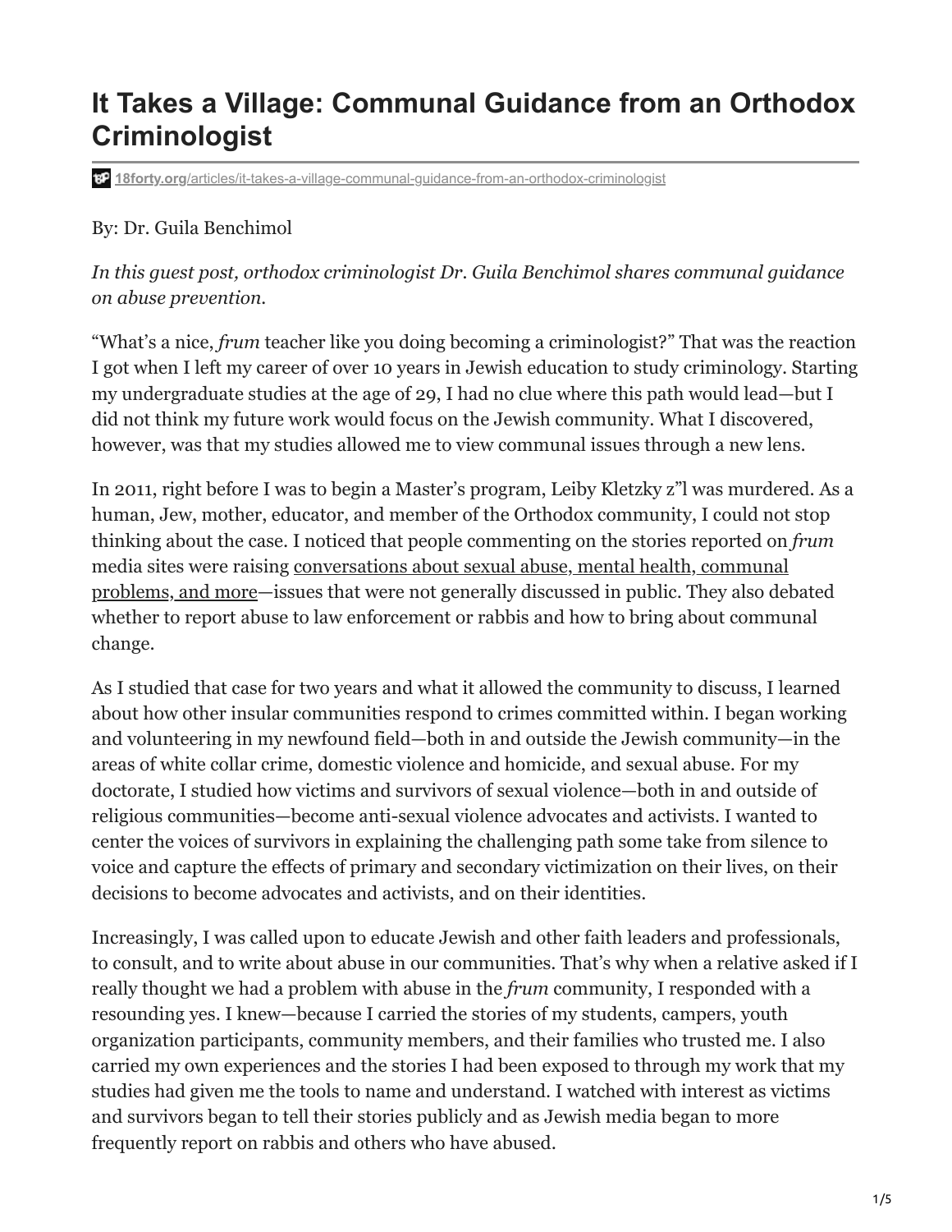# It Takes a Village: Communal Guidance from an Orthodox Criminologist

**18forty.org**/articles/it-takes-a-village-communal-guidance-from-an-orthodox-criminologist

By: Dr. Guila Benchimol

*In this guest post, orthodox criminologist Dr. Guila Benchimol shares communal guidance on abuse prevention.*

"What's a nice, *frum* teacher like you doing becoming a criminologist?" That was the reaction I got when I left my career of over 10 years in Jewish education to study criminology. Starting my undergraduate studies at the age of 29, I had no clue where this path would lead—but I did not think my future work would focus on the Jewish community. What I discovered, however, was that my studies allowed me to view communal issues through a new lens.

In 2011, right before I was to begin a Master's program, Leiby Kletzky z"l was murdered. As a human, Jew, mother, educator, and member of the Orthodox community, I could not stop thinking about the case. I noticed that people commenting on the stories reported on *frum* media sites were raising conversations about sexual abuse, mental health, communal problems, and more—issues that were not generally discussed in public. They also debated whether to report abuse to law enforcement or rabbis and how to bring about communal change.

As I studied that case for two years and what it allowed the community to discuss, I learned about how other insular communities respond to crimes committed within. I began working and volunteering in my newfound field—both in and outside the Jewish community—in the areas of white collar crime, domestic violence and homicide, and sexual abuse. For my doctorate, I studied how victims and survivors of sexual violence—both in and outside of religious communities—become anti-sexual violence advocates and activists. I wanted to center the voices of survivors in explaining the challenging path some take from silence to voice and capture the effects of primary and secondary victimization on their lives, on their decisions to become advocates and activists, and on their identities.

Increasingly, I was called upon to educate Jewish and other faith leaders and professionals, to consult, and to write about abuse in our communities. That's why when a relative asked if I really thought we had a problem with abuse in the *frum* community, I responded with a resounding yes. I knew—because I carried the stories of my students, campers, youth organization participants, community members, and their families who trusted me. I also carried my own experiences and the stories I had been exposed to through my work that my studies had given me the tools to name and understand. I watched with interest as victims and survivors began to tell their stories publicly and as Jewish media began to more frequently report on rabbis and others who have abused.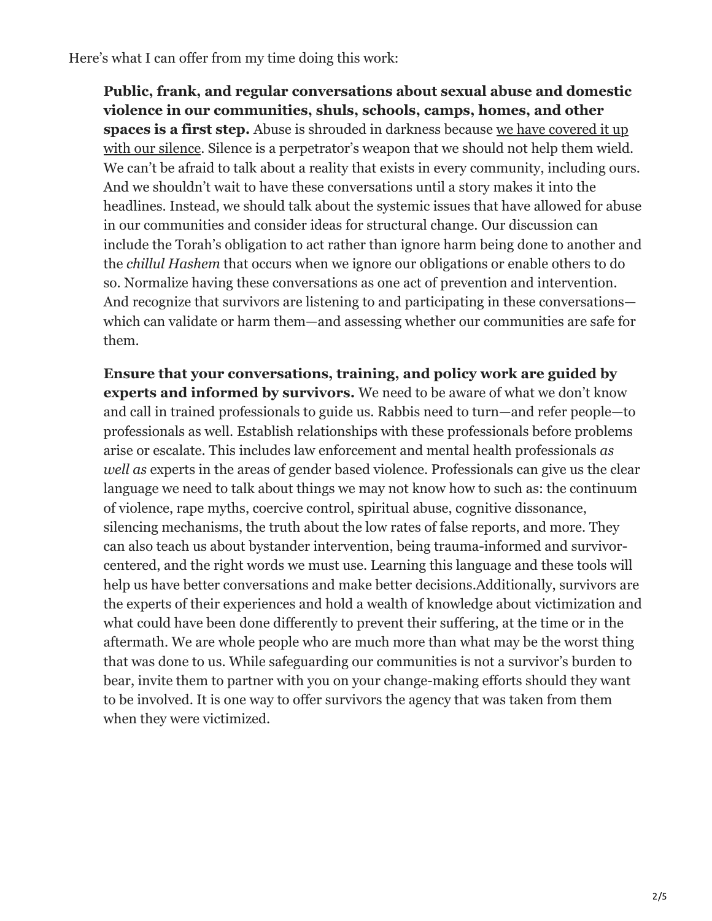Here's what I can offer from my time doing this work:

> **Public, frank, and regular conversations about sexual abuse and domestic violence in our communities, shuls, schools, camps, homes, and other spaces is a first step.** Abuse is shrouded in darkness because we have covered it up with our silence. Silence is a perpetrator's weapon that we should not help them wield. We can't be afraid to talk about a reality that exists in every community, including ours. And we shouldn't wait to have these conversations until a story makes it into the headlines. Instead, we should talk about the systemic issues that have allowed for abuse in our communities and consider ideas for structural change. Our discussion can include the Torah's obligation to act rather than ignore harm being done to another and the *chillul Hashem* that occurs when we ignore our obligations or enable others to do so. Normalize having these conversations as one act of prevention and intervention. And recognize that survivors are listening to and participating in these conversations—which can validate or harm them—and assessing whether our communities are safe for them.
>
> **Ensure that your conversations, training, and policy work are guided by experts and informed by survivors.** We need to be aware of what we don't know and call in trained professionals to guide us. Rabbis need to turn—and refer people—to professionals as well. Establish relationships with these professionals before problems arise or escalate. This includes law enforcement and mental health professionals *as well as* experts in the areas of gender based violence. Professionals can give us the clear language we need to talk about things we may not know how to such as: the continuum of violence, rape myths, coercive control, spiritual abuse, cognitive dissonance, silencing mechanisms, the truth about the low rates of false reports, and more. They can also teach us about bystander intervention, being trauma-informed and survivor-centered, and the right words we must use. Learning this language and these tools will help us have better conversations and make better decisions.Additionally, survivors are the experts of their experiences and hold a wealth of knowledge about victimization and what could have been done differently to prevent their suffering, at the time or in the aftermath. We are whole people who are much more than what may be the worst thing that was done to us. While safeguarding our communities is not a survivor's burden to bear, invite them to partner with you on your change-making efforts should they want to be involved. It is one way to offer survivors the agency that was taken from them when they were victimized.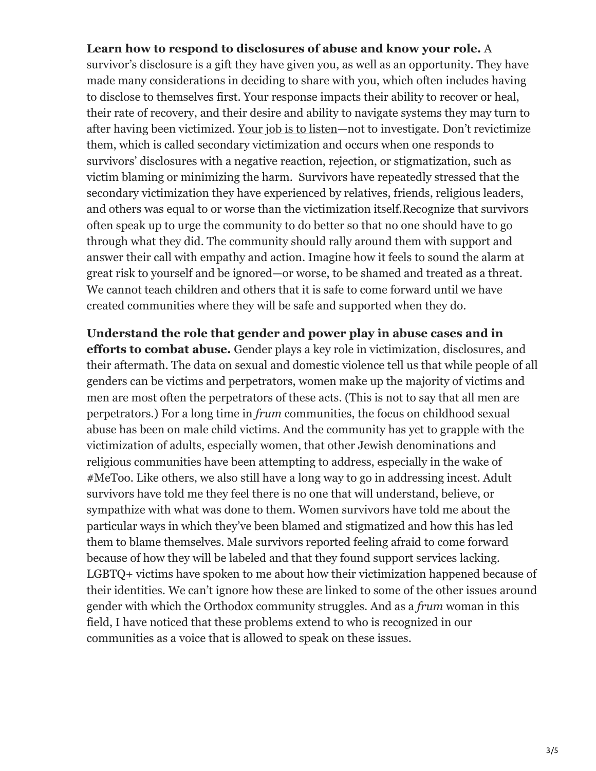**Learn how to respond to disclosures of abuse and know your role.** A survivor's disclosure is a gift they have given you, as well as an opportunity. They have made many considerations in deciding to share with you, which often includes having to disclose to themselves first. Your response impacts their ability to recover or heal, their rate of recovery, and their desire and ability to navigate systems they may turn to after having been victimized. Your job is to listen—not to investigate. Don't revictimize them, which is called secondary victimization and occurs when one responds to survivors' disclosures with a negative reaction, rejection, or stigmatization, such as victim blaming or minimizing the harm.  Survivors have repeatedly stressed that the secondary victimization they have experienced by relatives, friends, religious leaders, and others was equal to or worse than the victimization itself.Recognize that survivors often speak up to urge the community to do better so that no one should have to go through what they did. The community should rally around them with support and answer their call with empathy and action. Imagine how it feels to sound the alarm at great risk to yourself and be ignored—or worse, to be shamed and treated as a threat. We cannot teach children and others that it is safe to come forward until we have created communities where they will be safe and supported when they do.

**Understand the role that gender and power play in abuse cases and in efforts to combat abuse.** Gender plays a key role in victimization, disclosures, and their aftermath. The data on sexual and domestic violence tell us that while people of all genders can be victims and perpetrators, women make up the majority of victims and men are most often the perpetrators of these acts. (This is not to say that all men are perpetrators.) For a long time in *frum* communities, the focus on childhood sexual abuse has been on male child victims. And the community has yet to grapple with the victimization of adults, especially women, that other Jewish denominations and religious communities have been attempting to address, especially in the wake of #MeToo. Like others, we also still have a long way to go in addressing incest. Adult survivors have told me they feel there is no one that will understand, believe, or sympathize with what was done to them. Women survivors have told me about the particular ways in which they've been blamed and stigmatized and how this has led them to blame themselves. Male survivors reported feeling afraid to come forward because of how they will be labeled and that they found support services lacking. LGBTQ+ victims have spoken to me about how their victimization happened because of their identities. We can't ignore how these are linked to some of the other issues around gender with which the Orthodox community struggles. And as a *frum* woman in this field, I have noticed that these problems extend to who is recognized in our communities as a voice that is allowed to speak on these issues.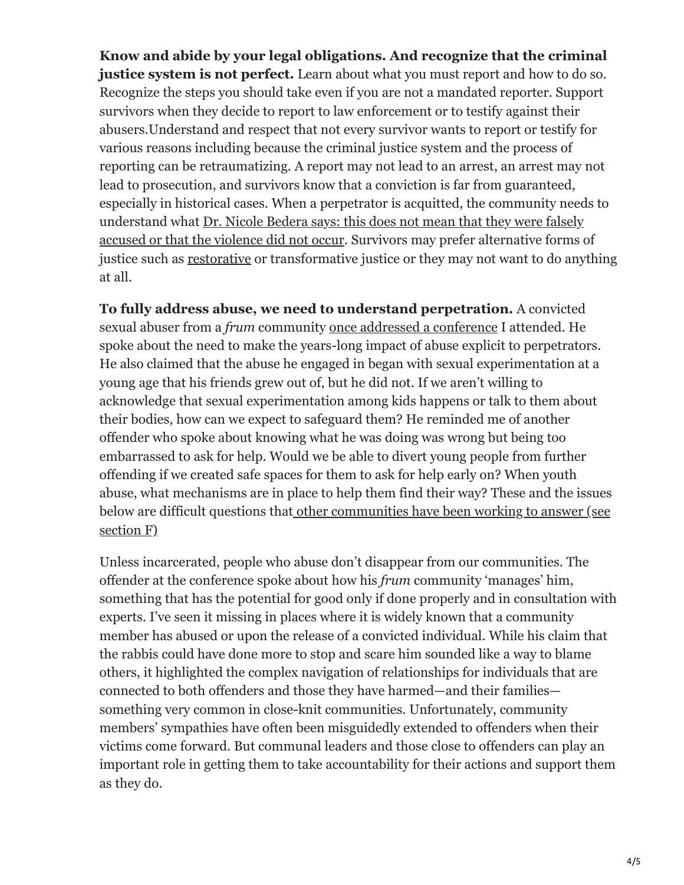**Know and abide by your legal obligations. And recognize that the criminal justice system is not perfect.** Learn about what you must report and how to do so. Recognize the steps you should take even if you are not a mandated reporter. Support survivors when they decide to report to law enforcement or to testify against their abusers.Understand and respect that not every survivor wants to report or testify for various reasons including because the criminal justice system and the process of reporting can be retraumatizing. A report may not lead to an arrest, an arrest may not lead to prosecution, and survivors know that a conviction is far from guaranteed, especially in historical cases. When a perpetrator is acquitted, the community needs to understand what Dr. Nicole Bedera says: this does not mean that they were falsely accused or that the violence did not occur. Survivors may prefer alternative forms of justice such as restorative or transformative justice or they may not want to do anything at all.

**To fully address abuse, we need to understand perpetration.** A convicted sexual abuser from a *frum* community once addressed a conference I attended. He spoke about the need to make the years-long impact of abuse explicit to perpetrators. He also claimed that the abuse he engaged in began with sexual experimentation at a young age that his friends grew out of, but he did not. If we aren't willing to acknowledge that sexual experimentation among kids happens or talk to them about their bodies, how can we expect to safeguard them? He reminded me of another offender who spoke about knowing what he was doing was wrong but being too embarrassed to ask for help. Would we be able to divert young people from further offending if we created safe spaces for them to ask for help early on? When youth abuse, what mechanisms are in place to help them find their way? These and the issues below are difficult questions that other communities have been working to answer (see section F)

Unless incarcerated, people who abuse don't disappear from our communities. The offender at the conference spoke about how his *frum* community 'manages' him, something that has the potential for good only if done properly and in consultation with experts. I've seen it missing in places where it is widely known that a community member has abused or upon the release of a convicted individual. While his claim that the rabbis could have done more to stop and scare him sounded like a way to blame others, it highlighted the complex navigation of relationships for individuals that are connected to both offenders and those they have harmed—and their families—something very common in close-knit communities. Unfortunately, community members' sympathies have often been misguidedly extended to offenders when their victims come forward. But communal leaders and those close to offenders can play an important role in getting them to take accountability for their actions and support them as they do.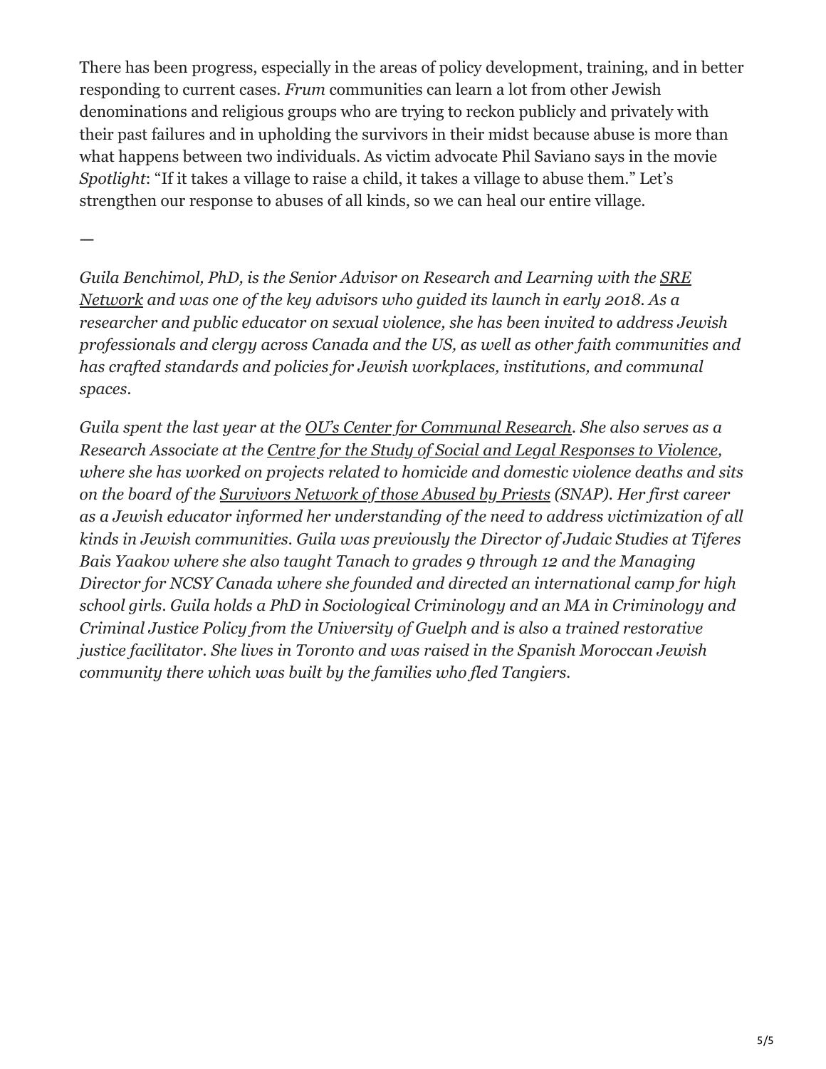There has been progress, especially in the areas of policy development, training, and in better responding to current cases. *Frum* communities can learn a lot from other Jewish denominations and religious groups who are trying to reckon publicly and privately with their past failures and in upholding the survivors in their midst because abuse is more than what happens between two individuals. As victim advocate Phil Saviano says in the movie *Spotlight*: "If it takes a village to raise a child, it takes a village to abuse them." Let's strengthen our response to abuses of all kinds, so we can heal our entire village.

—

*Guila Benchimol, PhD, is the Senior Advisor on Research and Learning with the SRE Network and was one of the key advisors who guided its launch in early 2018. As a researcher and public educator on sexual violence, she has been invited to address Jewish professionals and clergy across Canada and the US, as well as other faith communities and has crafted standards and policies for Jewish workplaces, institutions, and communal spaces.*

*Guila spent the last year at the OU's Center for Communal Research. She also serves as a Research Associate at the Centre for the Study of Social and Legal Responses to Violence, where she has worked on projects related to homicide and domestic violence deaths and sits on the board of the Survivors Network of those Abused by Priests (SNAP). Her first career as a Jewish educator informed her understanding of the need to address victimization of all kinds in Jewish communities. Guila was previously the Director of Judaic Studies at Tiferes Bais Yaakov where she also taught Tanach to grades 9 through 12 and the Managing Director for NCSY Canada where she founded and directed an international camp for high school girls. Guila holds a PhD in Sociological Criminology and an MA in Criminology and Criminal Justice Policy from the University of Guelph and is also a trained restorative justice facilitator. She lives in Toronto and was raised in the Spanish Moroccan Jewish community there which was built by the families who fled Tangiers.*